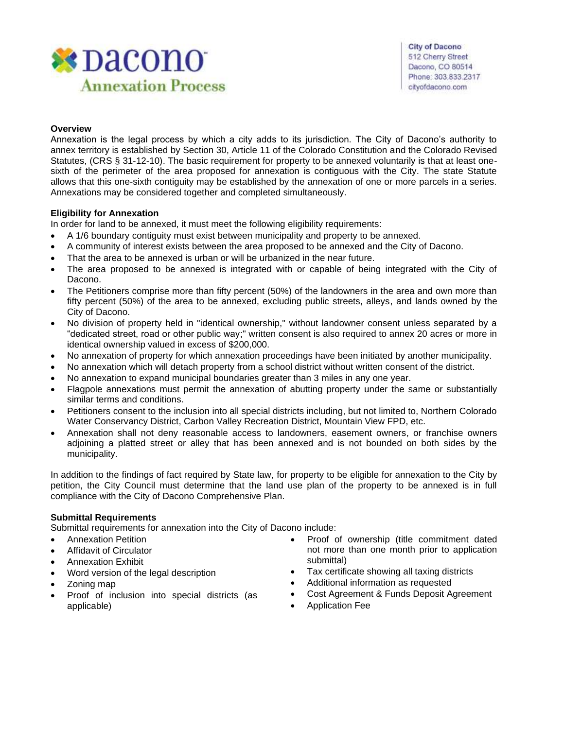# Dacono Annexation Process

City of Dacono
512 Cherry Street
Dacono, CO 80514
Phone: 303.833.2317
cityofdacono.com

## Overview

Annexation is the legal process by which a city adds to its jurisdiction. The City of Dacono's authority to annex territory is established by Section 30, Article 11 of the Colorado Constitution and the Colorado Revised Statutes, (CRS § 31-12-10). The basic requirement for property to be annexed voluntarily is that at least one-sixth of the perimeter of the area proposed for annexation is contiguous with the City. The state Statute allows that this one-sixth contiguity may be established by the annexation of one or more parcels in a series. Annexations may be considered together and completed simultaneously.

## Eligibility for Annexation

In order for land to be annexed, it must meet the following eligibility requirements:

- A 1/6 boundary contiguity must exist between municipality and property to be annexed.
- A community of interest exists between the area proposed to be annexed and the City of Dacono.
- That the area to be annexed is urban or will be urbanized in the near future.
- The area proposed to be annexed is integrated with or capable of being integrated with the City of Dacono.
- The Petitioners comprise more than fifty percent (50%) of the landowners in the area and own more than fifty percent (50%) of the area to be annexed, excluding public streets, alleys, and lands owned by the City of Dacono.
- No division of property held in "identical ownership," without landowner consent unless separated by a "dedicated street, road or other public way;" written consent is also required to annex 20 acres or more in identical ownership valued in excess of $200,000.
- No annexation of property for which annexation proceedings have been initiated by another municipality.
- No annexation which will detach property from a school district without written consent of the district.
- No annexation to expand municipal boundaries greater than 3 miles in any one year.
- Flagpole annexations must permit the annexation of abutting property under the same or substantially similar terms and conditions.
- Petitioners consent to the inclusion into all special districts including, but not limited to, Northern Colorado Water Conservancy District, Carbon Valley Recreation District, Mountain View FPD, etc.
- Annexation shall not deny reasonable access to landowners, easement owners, or franchise owners adjoining a platted street or alley that has been annexed and is not bounded on both sides by the municipality.

In addition to the findings of fact required by State law, for property to be eligible for annexation to the City by petition, the City Council must determine that the land use plan of the property to be annexed is in full compliance with the City of Dacono Comprehensive Plan.

## Submittal Requirements

Submittal requirements for annexation into the City of Dacono include:

- Annexation Petition
- Affidavit of Circulator
- Annexation Exhibit
- Word version of the legal description
- Zoning map
- Proof of inclusion into special districts (as applicable)
- Proof of ownership (title commitment dated not more than one month prior to application submittal)
- Tax certificate showing all taxing districts
- Additional information as requested
- Cost Agreement & Funds Deposit Agreement
- Application Fee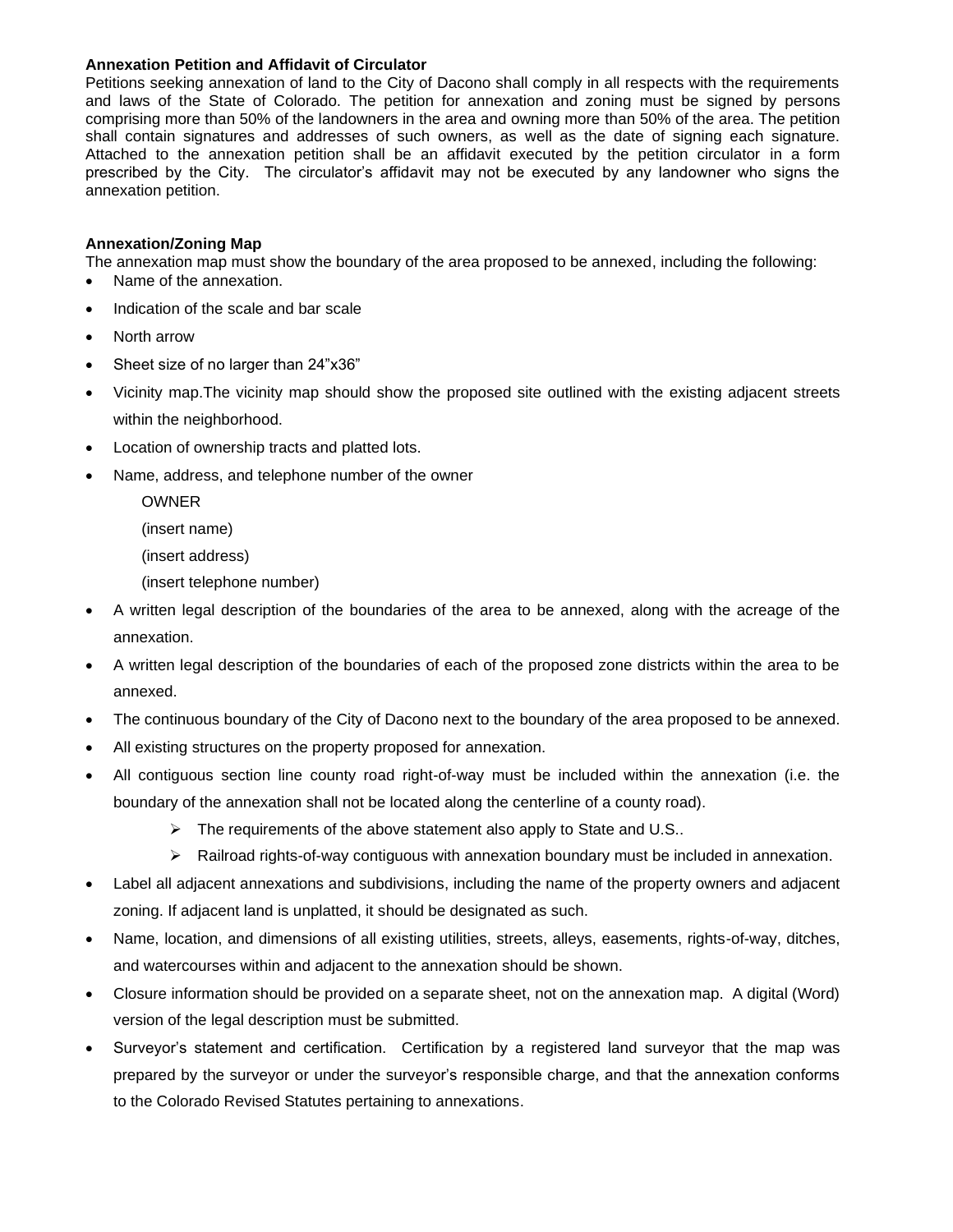**Annexation Petition and Affidavit of Circulator**

Petitions seeking annexation of land to the City of Dacono shall comply in all respects with the requirements and laws of the State of Colorado. The petition for annexation and zoning must be signed by persons comprising more than 50% of the landowners in the area and owning more than 50% of the area. The petition shall contain signatures and addresses of such owners, as well as the date of signing each signature. Attached to the annexation petition shall be an affidavit executed by the petition circulator in a form prescribed by the City. The circulator's affidavit may not be executed by any landowner who signs the annexation petition.

**Annexation/Zoning Map**

The annexation map must show the boundary of the area proposed to be annexed, including the following:

- Name of the annexation.
- Indication of the scale and bar scale
- North arrow
- Sheet size of no larger than 24"x36"
- Vicinity map.The vicinity map should show the proposed site outlined with the existing adjacent streets within the neighborhood.
- Location of ownership tracts and platted lots.
- Name, address, and telephone number of the owner

  OWNER

  (insert name)

  (insert address)

  (insert telephone number)
- A written legal description of the boundaries of the area to be annexed, along with the acreage of the annexation.
- A written legal description of the boundaries of each of the proposed zone districts within the area to be annexed.
- The continuous boundary of the City of Dacono next to the boundary of the area proposed to be annexed.
- All existing structures on the property proposed for annexation.
- All contiguous section line county road right-of-way must be included within the annexation (i.e. the boundary of the annexation shall not be located along the centerline of a county road).
  - The requirements of the above statement also apply to State and U.S..
  - Railroad rights-of-way contiguous with annexation boundary must be included in annexation.
- Label all adjacent annexations and subdivisions, including the name of the property owners and adjacent zoning. If adjacent land is unplatted, it should be designated as such.
- Name, location, and dimensions of all existing utilities, streets, alleys, easements, rights-of-way, ditches, and watercourses within and adjacent to the annexation should be shown.
- Closure information should be provided on a separate sheet, not on the annexation map. A digital (Word) version of the legal description must be submitted.
- Surveyor's statement and certification. Certification by a registered land surveyor that the map was prepared by the surveyor or under the surveyor's responsible charge, and that the annexation conforms to the Colorado Revised Statutes pertaining to annexations.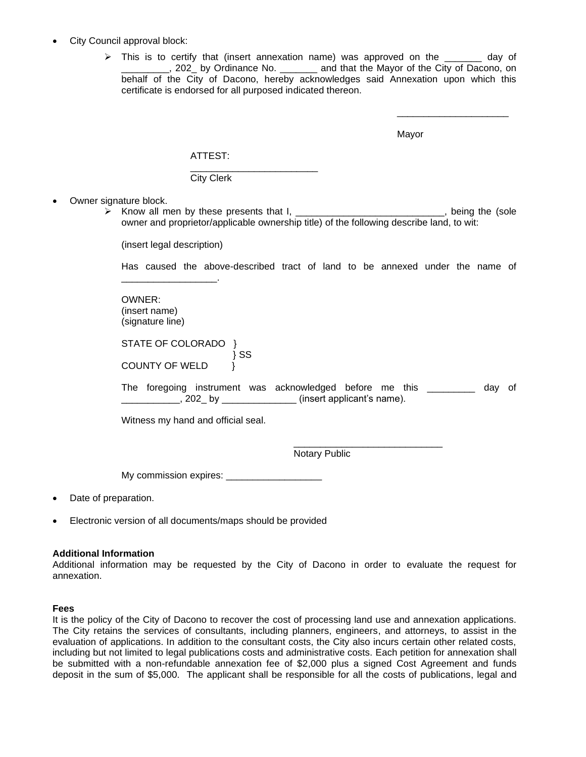- City Council approval block:
  - This is to certify that (insert annexation name) was approved on the _______ day of _________, 202_ by Ordinance No. _______ and that the Mayor of the City of Dacono, on behalf of the City of Dacono, hereby acknowledges said Annexation upon which this certificate is endorsed for all purposed indicated thereon.

    _____________________

    Mayor

    ATTEST:

    ________________________

    City Clerk

- Owner signature block.
  - Know all men by these presents that I, ____________________________, being the (sole owner and proprietor/applicable ownership title) of the following describe land, to wit:

    (insert legal description)

    Has caused the above-described tract of land to be annexed under the name of _________________.

    OWNER:
    (insert name)
    (signature line)

    STATE OF COLORADO }
    } SS
    COUNTY OF WELD }

    The foregoing instrument was acknowledged before me this _________ day of ___________, 202_ by ______________ (insert applicant's name).

    Witness my hand and official seal.

    ____________________________

    Notary Public

    My commission expires: __________________

- Date of preparation.
- Electronic version of all documents/maps should be provided

**Additional Information**

Additional information may be requested by the City of Dacono in order to evaluate the request for annexation.

**Fees**

It is the policy of the City of Dacono to recover the cost of processing land use and annexation applications. The City retains the services of consultants, including planners, engineers, and attorneys, to assist in the evaluation of applications. In addition to the consultant costs, the City also incurs certain other related costs, including but not limited to legal publications costs and administrative costs. Each petition for annexation shall be submitted with a non-refundable annexation fee of $2,000 plus a signed Cost Agreement and funds deposit in the sum of $5,000. The applicant shall be responsible for all the costs of publications, legal and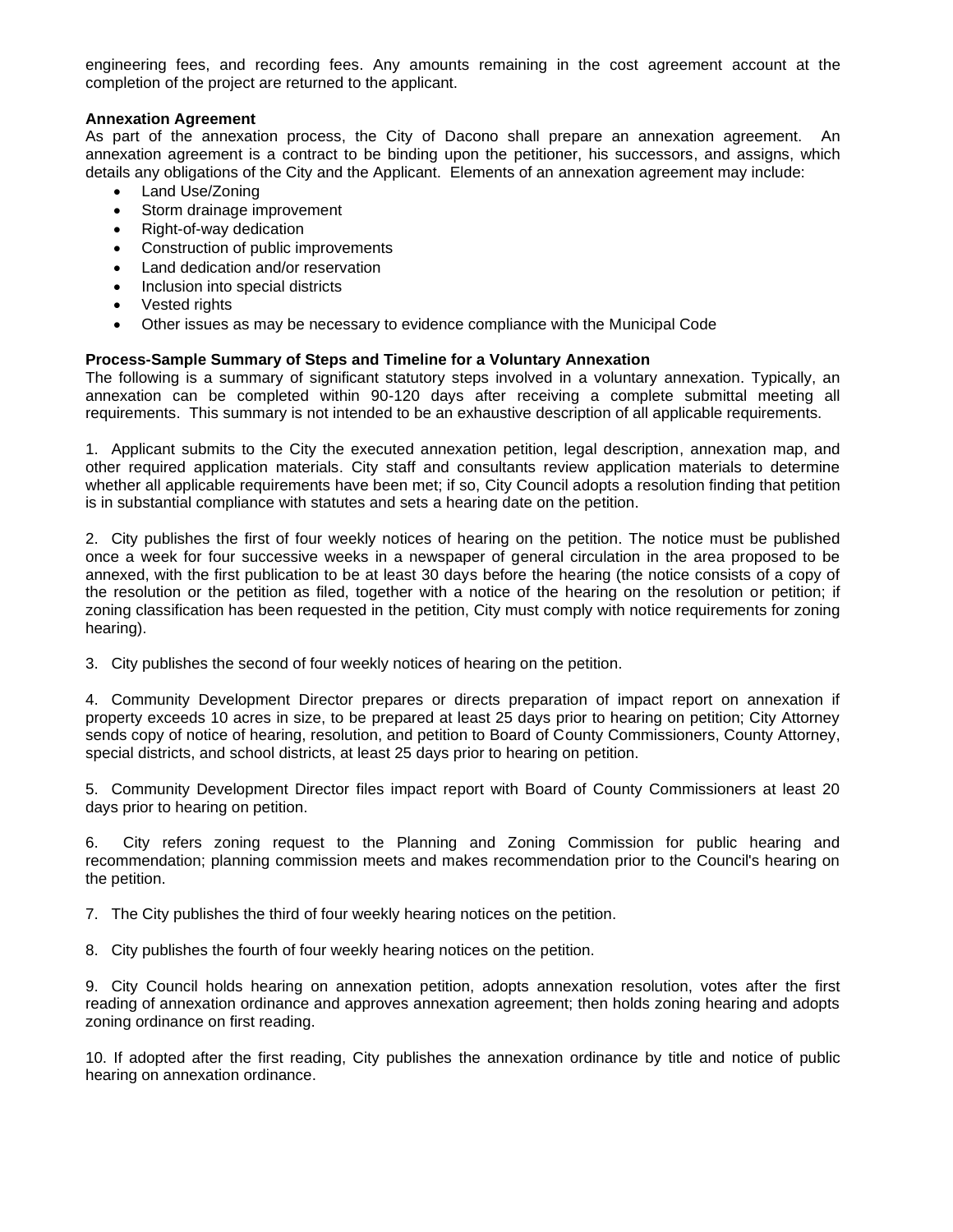engineering fees, and recording fees. Any amounts remaining in the cost agreement account at the completion of the project are returned to the applicant.

**Annexation Agreement**

As part of the annexation process, the City of Dacono shall prepare an annexation agreement. An annexation agreement is a contract to be binding upon the petitioner, his successors, and assigns, which details any obligations of the City and the Applicant. Elements of an annexation agreement may include:

- Land Use/Zoning
- Storm drainage improvement
- Right-of-way dedication
- Construction of public improvements
- Land dedication and/or reservation
- Inclusion into special districts
- Vested rights
- Other issues as may be necessary to evidence compliance with the Municipal Code

**Process-Sample Summary of Steps and Timeline for a Voluntary Annexation**

The following is a summary of significant statutory steps involved in a voluntary annexation. Typically, an annexation can be completed within 90-120 days after receiving a complete submittal meeting all requirements. This summary is not intended to be an exhaustive description of all applicable requirements.

1. Applicant submits to the City the executed annexation petition, legal description, annexation map, and other required application materials. City staff and consultants review application materials to determine whether all applicable requirements have been met; if so, City Council adopts a resolution finding that petition is in substantial compliance with statutes and sets a hearing date on the petition.

2. City publishes the first of four weekly notices of hearing on the petition. The notice must be published once a week for four successive weeks in a newspaper of general circulation in the area proposed to be annexed, with the first publication to be at least 30 days before the hearing (the notice consists of a copy of the resolution or the petition as filed, together with a notice of the hearing on the resolution or petition; if zoning classification has been requested in the petition, City must comply with notice requirements for zoning hearing).

3. City publishes the second of four weekly notices of hearing on the petition.

4. Community Development Director prepares or directs preparation of impact report on annexation if property exceeds 10 acres in size, to be prepared at least 25 days prior to hearing on petition; City Attorney sends copy of notice of hearing, resolution, and petition to Board of County Commissioners, County Attorney, special districts, and school districts, at least 25 days prior to hearing on petition.

5. Community Development Director files impact report with Board of County Commissioners at least 20 days prior to hearing on petition.

6. City refers zoning request to the Planning and Zoning Commission for public hearing and recommendation; planning commission meets and makes recommendation prior to the Council's hearing on the petition.

7. The City publishes the third of four weekly hearing notices on the petition.

8. City publishes the fourth of four weekly hearing notices on the petition.

9. City Council holds hearing on annexation petition, adopts annexation resolution, votes after the first reading of annexation ordinance and approves annexation agreement; then holds zoning hearing and adopts zoning ordinance on first reading.

10. If adopted after the first reading, City publishes the annexation ordinance by title and notice of public hearing on annexation ordinance.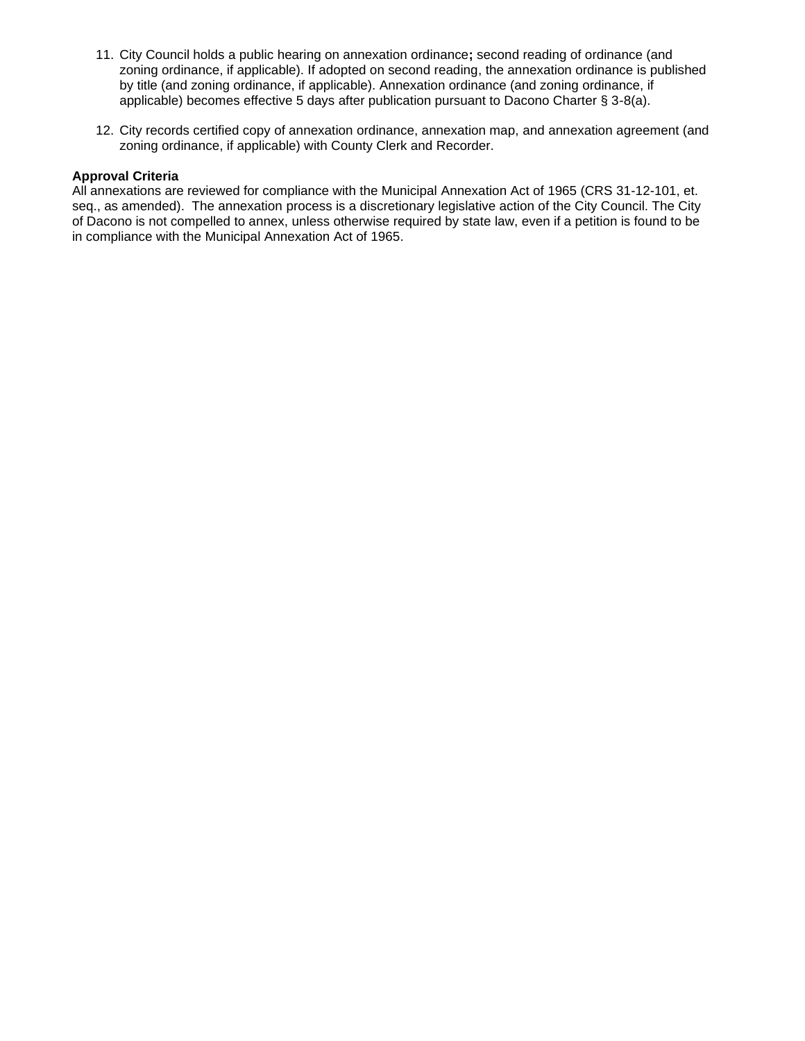11. City Council holds a public hearing on annexation ordinance**;** second reading of ordinance (and zoning ordinance, if applicable). If adopted on second reading, the annexation ordinance is published by title (and zoning ordinance, if applicable). Annexation ordinance (and zoning ordinance, if applicable) becomes effective 5 days after publication pursuant to Dacono Charter § 3-8(a).

12. City records certified copy of annexation ordinance, annexation map, and annexation agreement (and zoning ordinance, if applicable) with County Clerk and Recorder.

**Approval Criteria**
All annexations are reviewed for compliance with the Municipal Annexation Act of 1965 (CRS 31-12-101, et. seq., as amended). The annexation process is a discretionary legislative action of the City Council. The City of Dacono is not compelled to annex, unless otherwise required by state law, even if a petition is found to be in compliance with the Municipal Annexation Act of 1965.